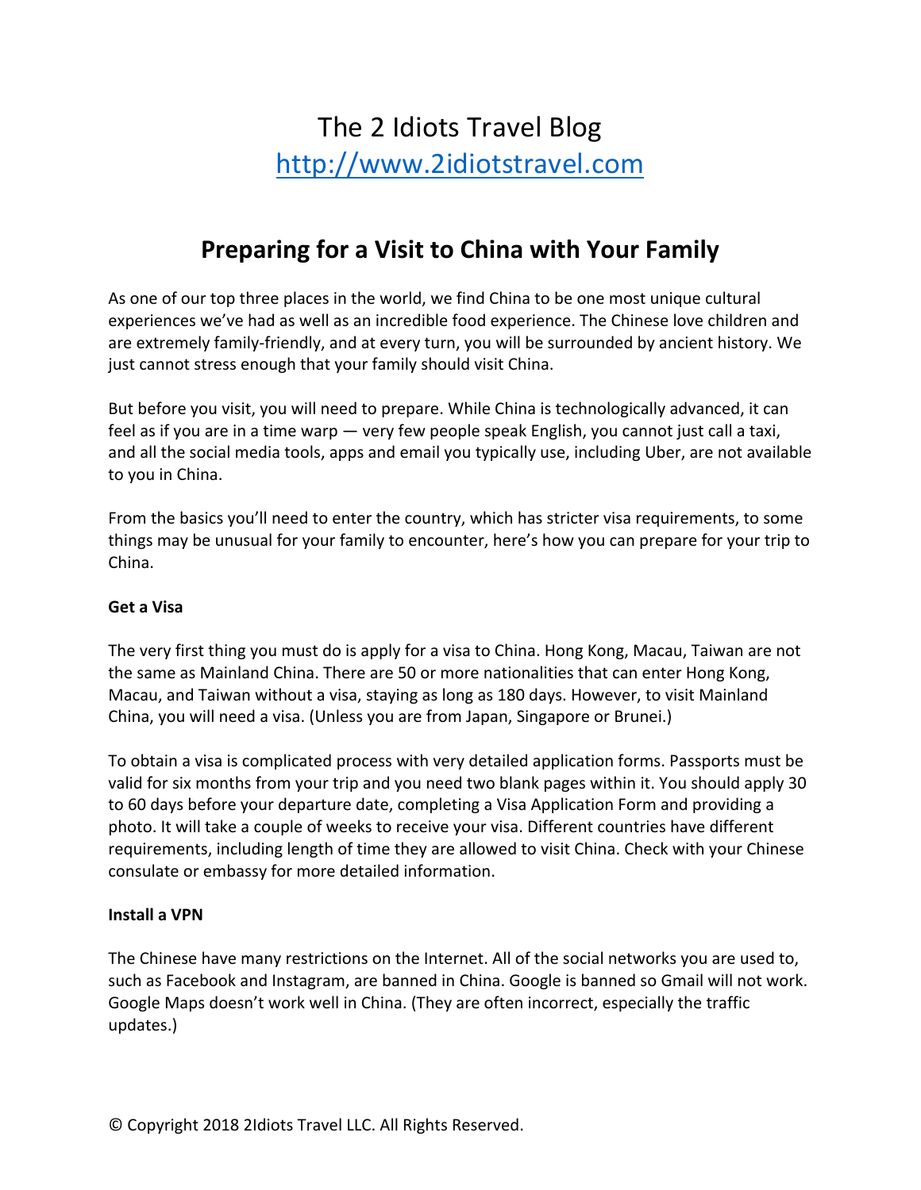The 2 Idiots Travel Blog
http://www.2idiotstravel.com

# Preparing for a Visit to China with Your Family

As one of our top three places in the world, we find China to be one most unique cultural experiences we've had as well as an incredible food experience. The Chinese love children and are extremely family-friendly, and at every turn, you will be surrounded by ancient history. We just cannot stress enough that your family should visit China.

But before you visit, you will need to prepare. While China is technologically advanced, it can feel as if you are in a time warp — very few people speak English, you cannot just call a taxi, and all the social media tools, apps and email you typically use, including Uber, are not available to you in China.

From the basics you'll need to enter the country, which has stricter visa requirements, to some things may be unusual for your family to encounter, here's how you can prepare for your trip to China.

**Get a Visa**

The very first thing you must do is apply for a visa to China. Hong Kong, Macau, Taiwan are not the same as Mainland China. There are 50 or more nationalities that can enter Hong Kong, Macau, and Taiwan without a visa, staying as long as 180 days. However, to visit Mainland China, you will need a visa. (Unless you are from Japan, Singapore or Brunei.)

To obtain a visa is complicated process with very detailed application forms. Passports must be valid for six months from your trip and you need two blank pages within it. You should apply 30 to 60 days before your departure date, completing a Visa Application Form and providing a photo. It will take a couple of weeks to receive your visa. Different countries have different requirements, including length of time they are allowed to visit China. Check with your Chinese consulate or embassy for more detailed information.

**Install a VPN**

The Chinese have many restrictions on the Internet. All of the social networks you are used to, such as Facebook and Instagram, are banned in China. Google is banned so Gmail will not work. Google Maps doesn't work well in China. (They are often incorrect, especially the traffic updates.)

© Copyright 2018 2Idiots Travel LLC. All Rights Reserved.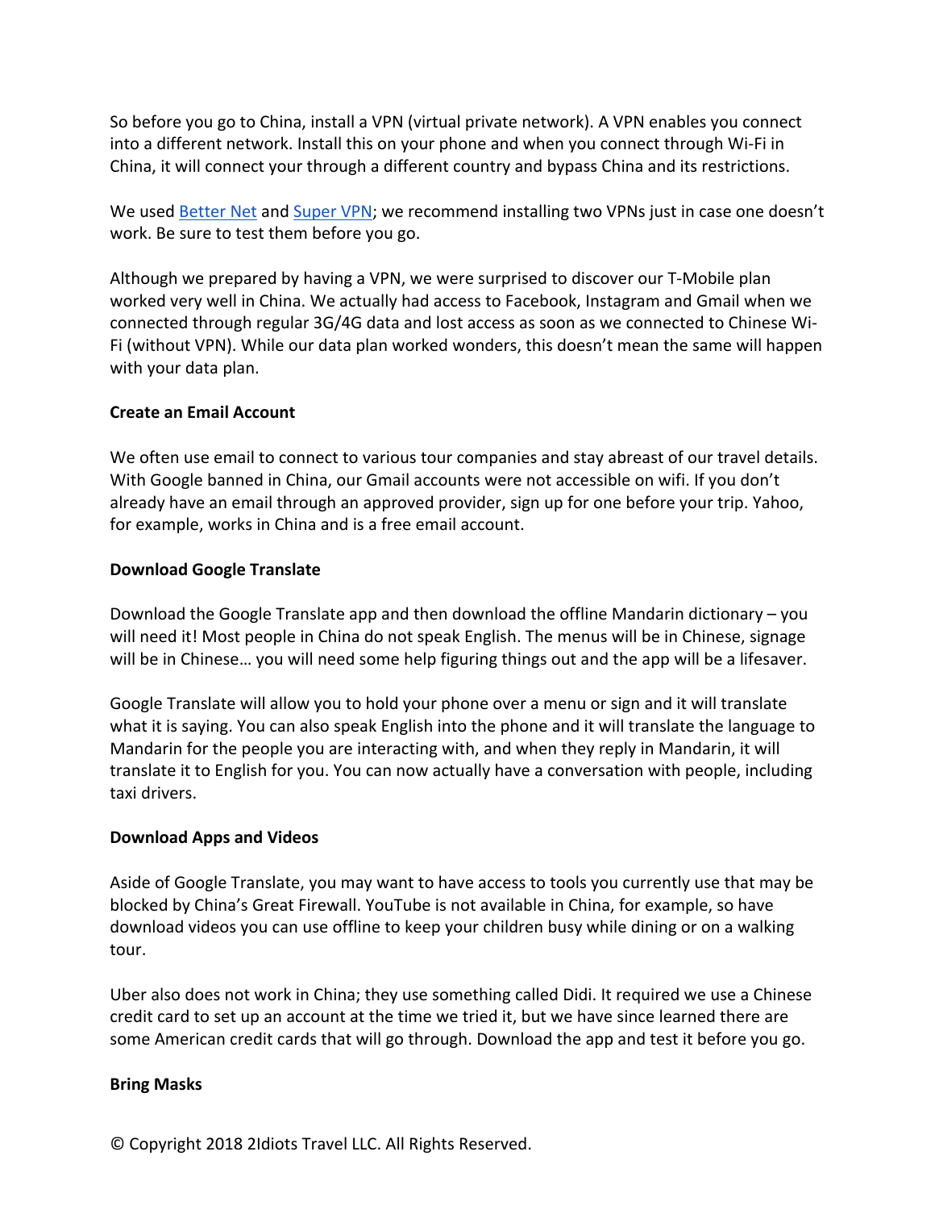So before you go to China, install a VPN (virtual private network). A VPN enables you connect into a different network. Install this on your phone and when you connect through Wi-Fi in China, it will connect your through a different country and bypass China and its restrictions.

We used Better Net and Super VPN; we recommend installing two VPNs just in case one doesn't work. Be sure to test them before you go.

Although we prepared by having a VPN, we were surprised to discover our T-Mobile plan worked very well in China. We actually had access to Facebook, Instagram and Gmail when we connected through regular 3G/4G data and lost access as soon as we connected to Chinese Wi-Fi (without VPN). While our data plan worked wonders, this doesn't mean the same will happen with your data plan.

**Create an Email Account**

We often use email to connect to various tour companies and stay abreast of our travel details. With Google banned in China, our Gmail accounts were not accessible on wifi. If you don't already have an email through an approved provider, sign up for one before your trip. Yahoo, for example, works in China and is a free email account.

**Download Google Translate**

Download the Google Translate app and then download the offline Mandarin dictionary – you will need it! Most people in China do not speak English. The menus will be in Chinese, signage will be in Chinese… you will need some help figuring things out and the app will be a lifesaver.

Google Translate will allow you to hold your phone over a menu or sign and it will translate what it is saying. You can also speak English into the phone and it will translate the language to Mandarin for the people you are interacting with, and when they reply in Mandarin, it will translate it to English for you. You can now actually have a conversation with people, including taxi drivers.

**Download Apps and Videos**

Aside of Google Translate, you may want to have access to tools you currently use that may be blocked by China's Great Firewall. YouTube is not available in China, for example, so have download videos you can use offline to keep your children busy while dining or on a walking tour.

Uber also does not work in China; they use something called Didi. It required we use a Chinese credit card to set up an account at the time we tried it, but we have since learned there are some American credit cards that will go through. Download the app and test it before you go.

**Bring Masks**

© Copyright 2018 2Idiots Travel LLC. All Rights Reserved.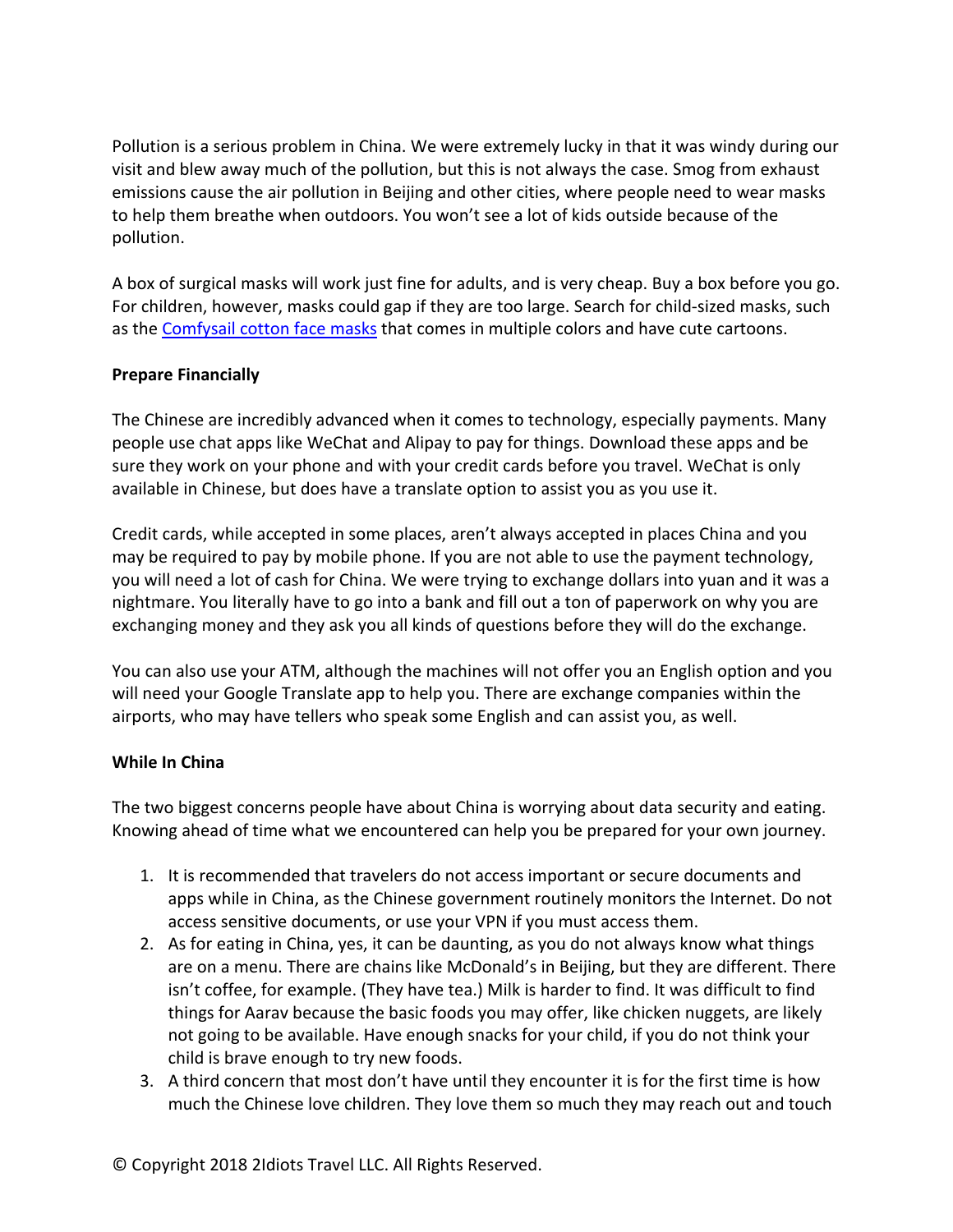Pollution is a serious problem in China. We were extremely lucky in that it was windy during our visit and blew away much of the pollution, but this is not always the case. Smog from exhaust emissions cause the air pollution in Beijing and other cities, where people need to wear masks to help them breathe when outdoors. You won't see a lot of kids outside because of the pollution.

A box of surgical masks will work just fine for adults, and is very cheap. Buy a box before you go. For children, however, masks could gap if they are too large. Search for child-sized masks, such as the [Comfysail cotton face masks] that comes in multiple colors and have cute cartoons.

**Prepare Financially**

The Chinese are incredibly advanced when it comes to technology, especially payments. Many people use chat apps like WeChat and Alipay to pay for things. Download these apps and be sure they work on your phone and with your credit cards before you travel. WeChat is only available in Chinese, but does have a translate option to assist you as you use it.

Credit cards, while accepted in some places, aren't always accepted in places China and you may be required to pay by mobile phone. If you are not able to use the payment technology, you will need a lot of cash for China. We were trying to exchange dollars into yuan and it was a nightmare. You literally have to go into a bank and fill out a ton of paperwork on why you are exchanging money and they ask you all kinds of questions before they will do the exchange.

You can also use your ATM, although the machines will not offer you an English option and you will need your Google Translate app to help you. There are exchange companies within the airports, who may have tellers who speak some English and can assist you, as well.

**While In China**

The two biggest concerns people have about China is worrying about data security and eating. Knowing ahead of time what we encountered can help you be prepared for your own journey.

1. It is recommended that travelers do not access important or secure documents and apps while in China, as the Chinese government routinely monitors the Internet. Do not access sensitive documents, or use your VPN if you must access them.
2. As for eating in China, yes, it can be daunting, as you do not always know what things are on a menu. There are chains like McDonald's in Beijing, but they are different. There isn't coffee, for example. (They have tea.) Milk is harder to find. It was difficult to find things for Aarav because the basic foods you may offer, like chicken nuggets, are likely not going to be available. Have enough snacks for your child, if you do not think your child is brave enough to try new foods.
3. A third concern that most don't have until they encounter it is for the first time is how much the Chinese love children. They love them so much they may reach out and touch

© Copyright 2018 2Idiots Travel LLC. All Rights Reserved.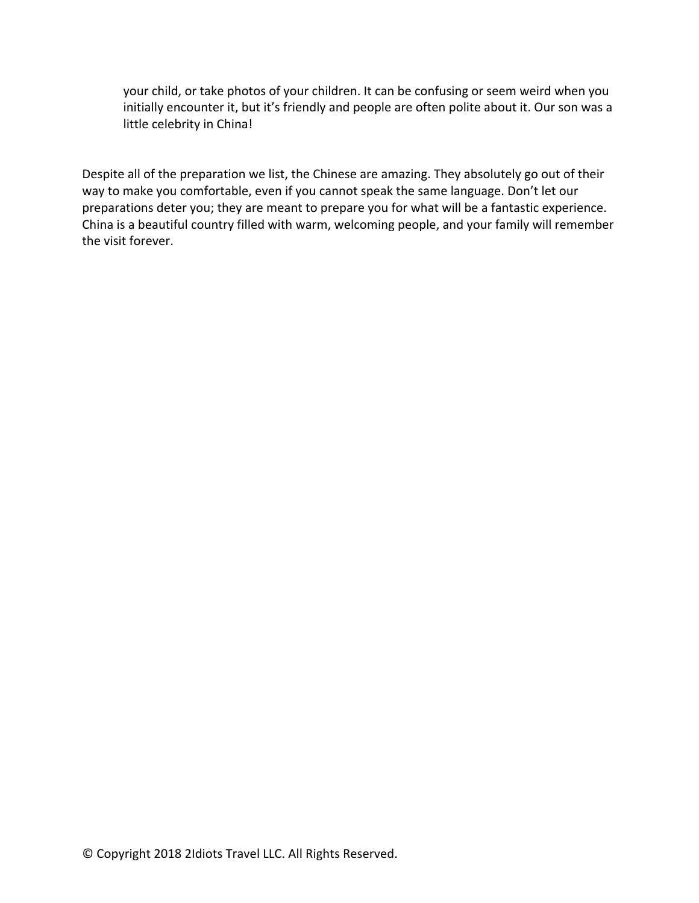your child, or take photos of your children. It can be confusing or seem weird when you initially encounter it, but it's friendly and people are often polite about it. Our son was a little celebrity in China!

Despite all of the preparation we list, the Chinese are amazing. They absolutely go out of their way to make you comfortable, even if you cannot speak the same language. Don't let our preparations deter you; they are meant to prepare you for what will be a fantastic experience. China is a beautiful country filled with warm, welcoming people, and your family will remember the visit forever.

© Copyright 2018 2Idiots Travel LLC. All Rights Reserved.